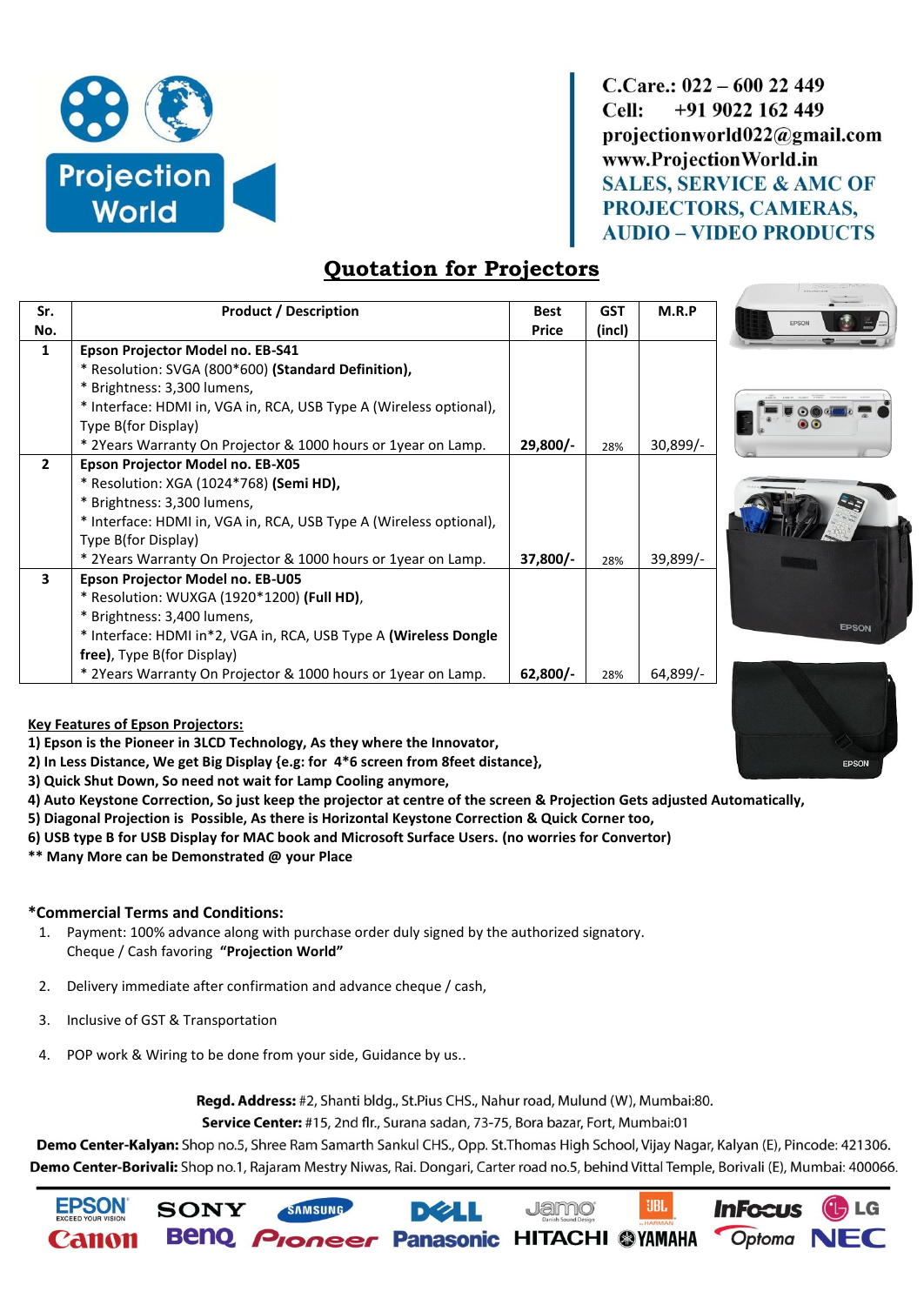C.Care.: 022 – 600 22 449
Cell: +91 9022 162 449
projectionworld022@gmail.com
www.ProjectionWorld.in
SALES, SERVICE & AMC OF PROJECTORS, CAMERAS, AUDIO – VIDEO PRODUCTS

# Quotation for Projectors

| Sr. No. | Product / Description | Best Price | GST (incl) | M.R.P |
|---|---|---|---|---|
| 1 | **Epson Projector Model no. EB-S41**<br>* Resolution: SVGA (800*600) **(Standard Definition),**<br>* Brightness: 3,300 lumens,<br>* Interface: HDMI in, VGA in, RCA, USB Type A (Wireless optional), Type B(for Display)<br>* 2Years Warranty On Projector & 1000 hours or 1year on Lamp. | **29,800/-** | 28% | 30,899/- |
| 2 | **Epson Projector Model no. EB-X05**<br>* Resolution: XGA (1024*768) **(Semi HD),**<br>* Brightness: 3,300 lumens,<br>* Interface: HDMI in, VGA in, RCA, USB Type A (Wireless optional), Type B(for Display)<br>* 2Years Warranty On Projector & 1000 hours or 1year on Lamp. | **37,800/-** | 28% | 39,899/- |
| 3 | **Epson Projector Model no. EB-U05**<br>* Resolution: WUXGA (1920*1200) **(Full HD)**,<br>* Brightness: 3,400 lumens,<br>* Interface: HDMI in*2, VGA in, RCA, USB Type A **(Wireless Dongle free)**, Type B(for Display)<br>* 2Years Warranty On Projector & 1000 hours or 1year on Lamp. | **62,800/-** | 28% | 64,899/- |

**Key Features of Epson Projectors:**

**1) Epson is the Pioneer in 3LCD Technology, As they where the Innovator,**
**2) In Less Distance, We get Big Display {e.g: for 4*6 screen from 8feet distance},**
**3) Quick Shut Down, So need not wait for Lamp Cooling anymore,**
**4) Auto Keystone Correction, So just keep the projector at centre of the screen & Projection Gets adjusted Automatically,**
**5) Diagonal Projection is Possible, As there is Horizontal Keystone Correction & Quick Corner too,**
**6) USB type B for USB Display for MAC book and Microsoft Surface Users. (no worries for Convertor)**
**** Many More can be Demonstrated @ your Place**

**\*Commercial Terms and Conditions:**

1. Payment: 100% advance along with purchase order duly signed by the authorized signatory. Cheque / Cash favoring **"Projection World"**
2. Delivery immediate after confirmation and advance cheque / cash,
3. Inclusive of GST & Transportation
4. POP work & Wiring to be done from your side, Guidance by us..

**Regd. Address:** #2, Shanti bldg., St.Pius CHS., Nahur road, Mulund (W), Mumbai:80.
**Service Center:** #15, 2nd flr., Surana sadan, 73-75, Bora bazar, Fort, Mumbai:01
**Demo Center-Kalyan:** Shop no.5, Shree Ram Samarth Sankul CHS., Opp. St.Thomas High School, Vijay Nagar, Kalyan (E), Pincode: 421306.
**Demo Center-Borivali:** Shop no.1, Rajaram Mestry Niwas, Rai. Dongari, Carter road no.5, behind Vittal Temple, Borivali (E), Mumbai: 400066.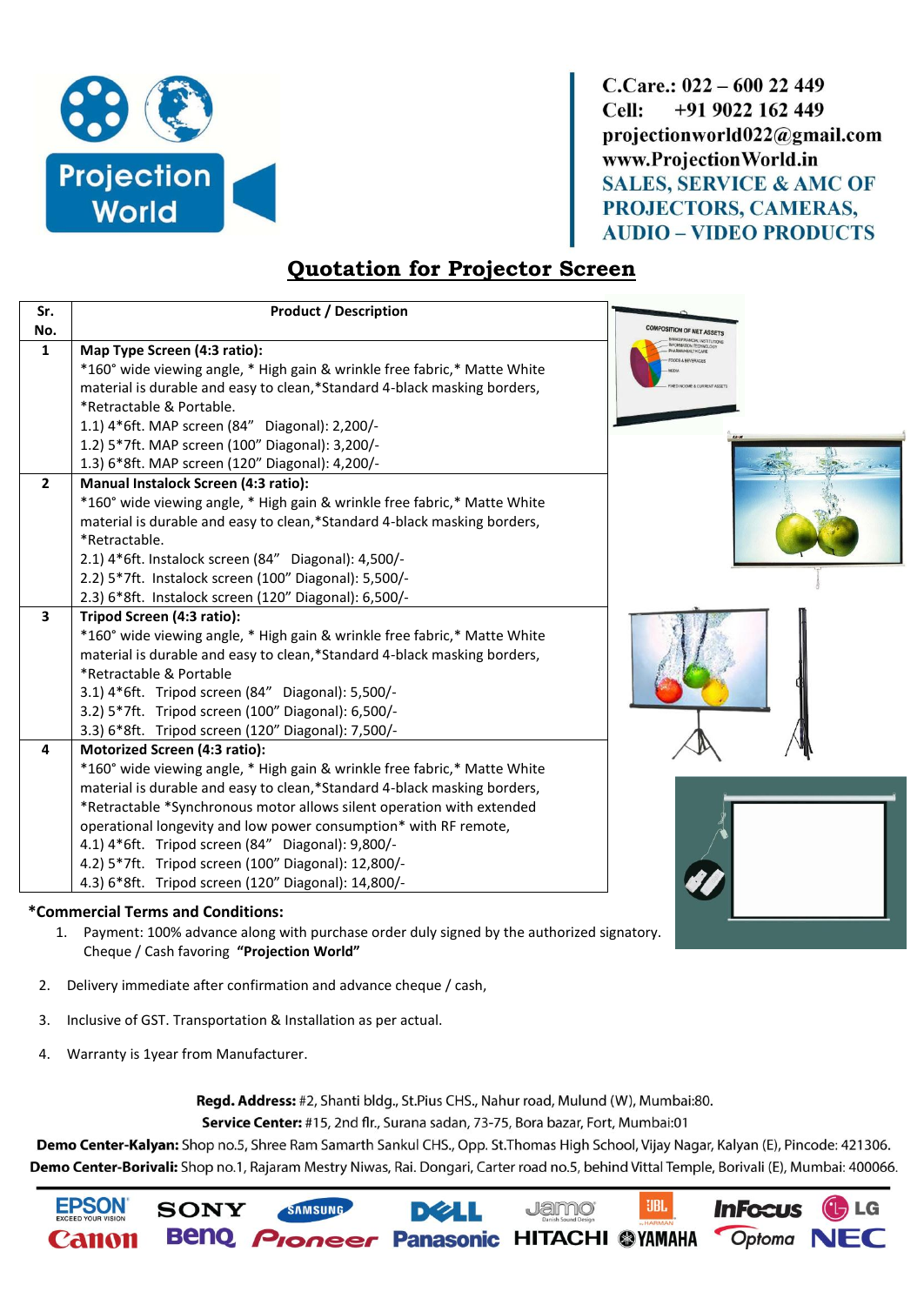C.Care.: 022 – 600 22 449
Cell: +91 9022 162 449
projectionworld022@gmail.com
www.ProjectionWorld.in
SALES, SERVICE & AMC OF PROJECTORS, CAMERAS, AUDIO – VIDEO PRODUCTS

# Quotation for Projector Screen

| Sr. No. | Product / Description |
|---|---|
| 1 | **Map Type Screen (4:3 ratio):**<br>*160° wide viewing angle, * High gain & wrinkle free fabric,* Matte White material is durable and easy to clean,*Standard 4-black masking borders, *Retractable & Portable.<br>1.1) 4*6ft. MAP screen (84" Diagonal): 2,200/-<br>1.2) 5*7ft. MAP screen (100" Diagonal): 3,200/-<br>1.3) 6*8ft. MAP screen (120" Diagonal): 4,200/- |
| 2 | **Manual Instalock Screen (4:3 ratio):**<br>*160° wide viewing angle, * High gain & wrinkle free fabric,* Matte White material is durable and easy to clean,*Standard 4-black masking borders, *Retractable.<br>2.1) 4*6ft. Instalock screen (84" Diagonal): 4,500/-<br>2.2) 5*7ft. Instalock screen (100" Diagonal): 5,500/-<br>2.3) 6*8ft. Instalock screen (120" Diagonal): 6,500/- |
| 3 | **Tripod Screen (4:3 ratio):**<br>*160° wide viewing angle, * High gain & wrinkle free fabric,* Matte White material is durable and easy to clean,*Standard 4-black masking borders, *Retractable & Portable<br>3.1) 4*6ft. Tripod screen (84" Diagonal): 5,500/-<br>3.2) 5*7ft. Tripod screen (100" Diagonal): 6,500/-<br>3.3) 6*8ft. Tripod screen (120" Diagonal): 7,500/- |
| 4 | **Motorized Screen (4:3 ratio):**<br>*160° wide viewing angle, * High gain & wrinkle free fabric,* Matte White material is durable and easy to clean,*Standard 4-black masking borders, *Retractable *Synchronous motor allows silent operation with extended operational longevity and low power consumption* with RF remote,<br>4.1) 4*6ft. Tripod screen (84" Diagonal): 9,800/-<br>4.2) 5*7ft. Tripod screen (100" Diagonal): 12,800/-<br>4.3) 6*8ft. Tripod screen (120" Diagonal): 14,800/- |

**\*Commercial Terms and Conditions:**

1. Payment: 100% advance along with purchase order duly signed by the authorized signatory. Cheque / Cash favoring **"Projection World"**
2. Delivery immediate after confirmation and advance cheque / cash,
3. Inclusive of GST. Transportation & Installation as per actual.
4. Warranty is 1year from Manufacturer.

**Regd. Address:** #2, Shanti bldg., St.Pius CHS., Nahur road, Mulund (W), Mumbai:80.
**Service Center:** #15, 2nd flr., Surana sadan, 73-75, Bora bazar, Fort, Mumbai:01
**Demo Center-Kalyan:** Shop no.5, Shree Ram Samarth Sankul CHS., Opp. St.Thomas High School, Vijay Nagar, Kalyan (E), Pincode: 421306.
**Demo Center-Borivali:** Shop no.1, Rajaram Mestry Niwas, Rai. Dongari, Carter road no.5, behind Vittal Temple, Borivali (E), Mumbai: 400066.